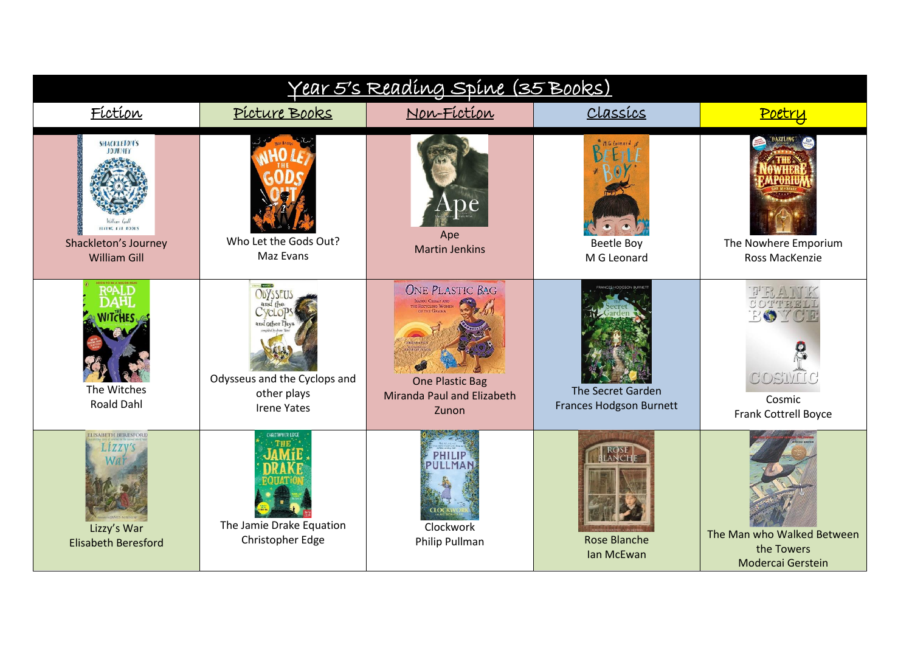# Year 5's Reading Spine (35 Books)

| Fiction | Picture Books | Non-Fiction | Classics | Poetry |
|---|---|---|---|---|
| Shackleton's Journey<br>William Gill | Who Let the Gods Out?<br>Maz Evans | Ape<br>Martin Jenkins | Beetle Boy<br>M G Leonard | The Nowhere Emporium<br>Ross MacKenzie |
| The Witches<br>Roald Dahl | Odysseus and the Cyclops and other plays<br>Irene Yates | One Plastic Bag<br>Miranda Paul and Elizabeth Zunon | The Secret Garden<br>Frances Hodgson Burnett | Cosmic<br>Frank Cottrell Boyce |
| Lizzy's War<br>Elisabeth Beresford | The Jamie Drake Equation<br>Christopher Edge | Clockwork<br>Philip Pullman | Rose Blanche<br>Ian McEwan | The Man who Walked Between the Towers<br>Modercai Gerstein |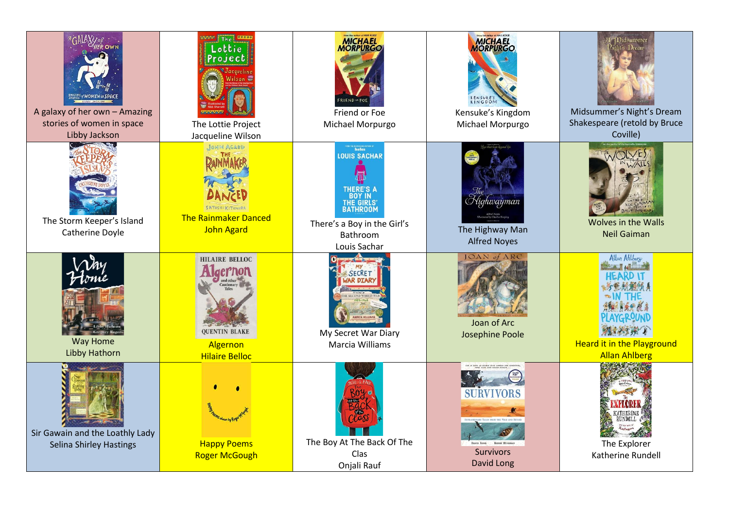| | | | | |
|---|---|---|---|---|
| A galaxy of her own – Amazing stories of women in space<br>Libby Jackson | The Lottie Project<br>Jacqueline Wilson | Friend or Foe<br>Michael Morpurgo | Kensuke's Kingdom<br>Michael Morpurgo | Midsummer's Night's Dream<br>Shakespeare (retold by Bruce Coville) |
| The Storm Keeper's Island<br>Catherine Doyle | The Rainmaker Danced<br>John Agard | There's a Boy in the Girl's Bathroom<br>Louis Sachar | The Highway Man<br>Alfred Noyes | Wolves in the Walls<br>Neil Gaiman |
| Way Home<br>Libby Hathorn | Algernon<br>Hilaire Belloc | My Secret War Diary<br>Marcia Williams | Joan of Arc<br>Josephine Poole | Heard it in the Playground<br>Allan Ahlberg |
| Sir Gawain and the Loathly Lady<br>Selina Shirley Hastings | Happy Poems<br>Roger McGough | The Boy At The Back Of The Clas<br>Onjali Rauf | Survivors<br>David Long | The Explorer<br>Katherine Rundell |